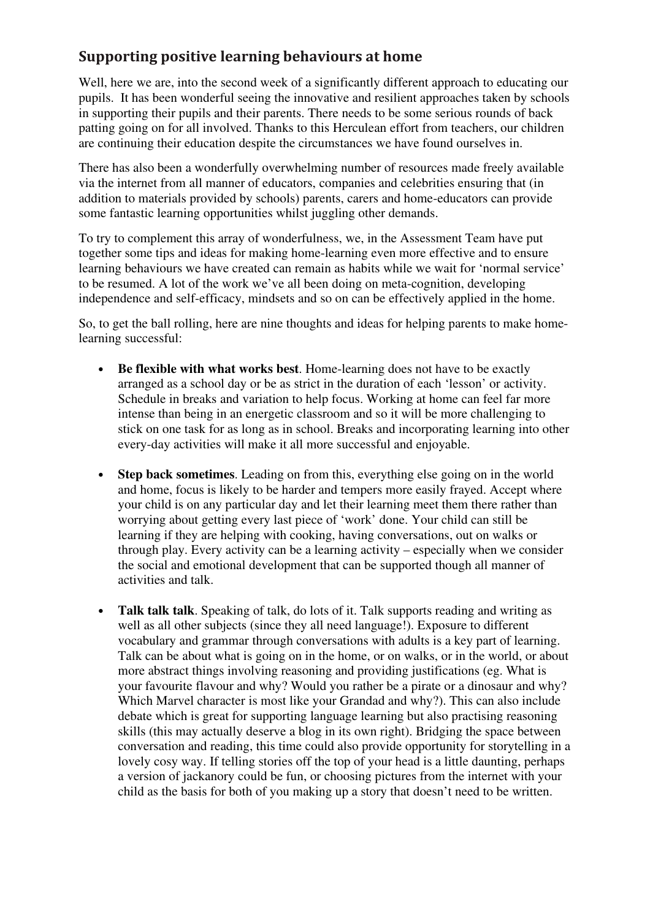## Supporting positive learning behaviours at home

Well, here we are, into the second week of a significantly different approach to educating our pupils. It has been wonderful seeing the innovative and resilient approaches taken by schools in supporting their pupils and their parents. There needs to be some serious rounds of back patting going on for all involved. Thanks to this Herculean effort from teachers, our children are continuing their education despite the circumstances we have found ourselves in.

There has also been a wonderfully overwhelming number of resources made freely available via the internet from all manner of educators, companies and celebrities ensuring that (in addition to materials provided by schools) parents, carers and home-educators can provide some fantastic learning opportunities whilst juggling other demands.

To try to complement this array of wonderfulness, we, in the Assessment Team have put together some tips and ideas for making home-learning even more effective and to ensure learning behaviours we have created can remain as habits while we wait for 'normal service' to be resumed. A lot of the work we've all been doing on meta-cognition, developing independence and self-efficacy, mindsets and so on can be effectively applied in the home.

So, to get the ball rolling, here are nine thoughts and ideas for helping parents to make home-learning successful:

- **Be flexible with what works best**. Home-learning does not have to be exactly arranged as a school day or be as strict in the duration of each 'lesson' or activity. Schedule in breaks and variation to help focus. Working at home can feel far more intense than being in an energetic classroom and so it will be more challenging to stick on one task for as long as in school. Breaks and incorporating learning into other every-day activities will make it all more successful and enjoyable.

- **Step back sometimes**. Leading on from this, everything else going on in the world and home, focus is likely to be harder and tempers more easily frayed. Accept where your child is on any particular day and let their learning meet them there rather than worrying about getting every last piece of 'work' done. Your child can still be learning if they are helping with cooking, having conversations, out on walks or through play. Every activity can be a learning activity – especially when we consider the social and emotional development that can be supported though all manner of activities and talk.

- **Talk talk talk**. Speaking of talk, do lots of it. Talk supports reading and writing as well as all other subjects (since they all need language!). Exposure to different vocabulary and grammar through conversations with adults is a key part of learning. Talk can be about what is going on in the home, or on walks, or in the world, or about more abstract things involving reasoning and providing justifications (eg. What is your favourite flavour and why? Would you rather be a pirate or a dinosaur and why? Which Marvel character is most like your Grandad and why?). This can also include debate which is great for supporting language learning but also practising reasoning skills (this may actually deserve a blog in its own right). Bridging the space between conversation and reading, this time could also provide opportunity for storytelling in a lovely cosy way. If telling stories off the top of your head is a little daunting, perhaps a version of jackanory could be fun, or choosing pictures from the internet with your child as the basis for both of you making up a story that doesn't need to be written.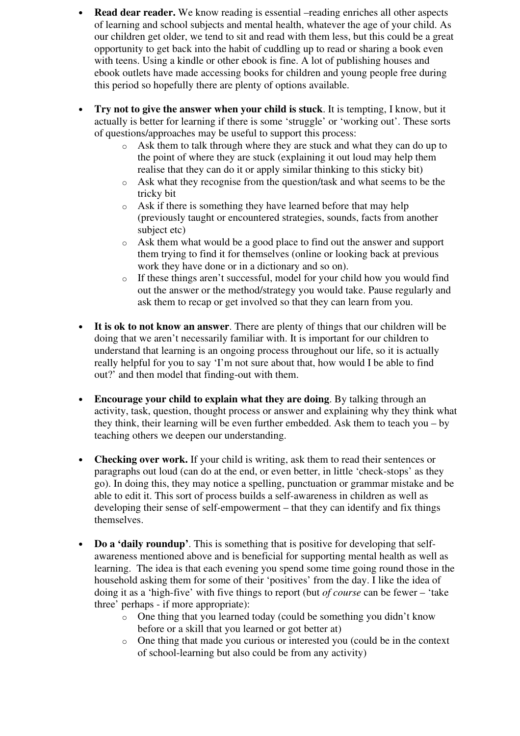- **Read dear reader.** We know reading is essential –reading enriches all other aspects of learning and school subjects and mental health, whatever the age of your child. As our children get older, we tend to sit and read with them less, but this could be a great opportunity to get back into the habit of cuddling up to read or sharing a book even with teens. Using a kindle or other ebook is fine. A lot of publishing houses and ebook outlets have made accessing books for children and young people free during this period so hopefully there are plenty of options available.

- **Try not to give the answer when your child is stuck**. It is tempting, I know, but it actually is better for learning if there is some 'struggle' or 'working out'. These sorts of questions/approaches may be useful to support this process:
  - Ask them to talk through where they are stuck and what they can do up to the point of where they are stuck (explaining it out loud may help them realise that they can do it or apply similar thinking to this sticky bit)
  - Ask what they recognise from the question/task and what seems to be the tricky bit
  - Ask if there is something they have learned before that may help (previously taught or encountered strategies, sounds, facts from another subject etc)
  - Ask them what would be a good place to find out the answer and support them trying to find it for themselves (online or looking back at previous work they have done or in a dictionary and so on).
  - If these things aren't successful, model for your child how you would find out the answer or the method/strategy you would take. Pause regularly and ask them to recap or get involved so that they can learn from you.

- **It is ok to not know an answer**. There are plenty of things that our children will be doing that we aren't necessarily familiar with. It is important for our children to understand that learning is an ongoing process throughout our life, so it is actually really helpful for you to say 'I'm not sure about that, how would I be able to find out?' and then model that finding-out with them.

- **Encourage your child to explain what they are doing**. By talking through an activity, task, question, thought process or answer and explaining why they think what they think, their learning will be even further embedded. Ask them to teach you – by teaching others we deepen our understanding.

- **Checking over work.** If your child is writing, ask them to read their sentences or paragraphs out loud (can do at the end, or even better, in little 'check-stops' as they go). In doing this, they may notice a spelling, punctuation or grammar mistake and be able to edit it. This sort of process builds a self-awareness in children as well as developing their sense of self-empowerment – that they can identify and fix things themselves.

- **Do a 'daily roundup'**. This is something that is positive for developing that self-awareness mentioned above and is beneficial for supporting mental health as well as learning. The idea is that each evening you spend some time going round those in the household asking them for some of their 'positives' from the day. I like the idea of doing it as a 'high-five' with five things to report (but *of course* can be fewer – 'take three' perhaps - if more appropriate):
  - One thing that you learned today (could be something you didn't know before or a skill that you learned or got better at)
  - One thing that made you curious or interested you (could be in the context of school-learning but also could be from any activity)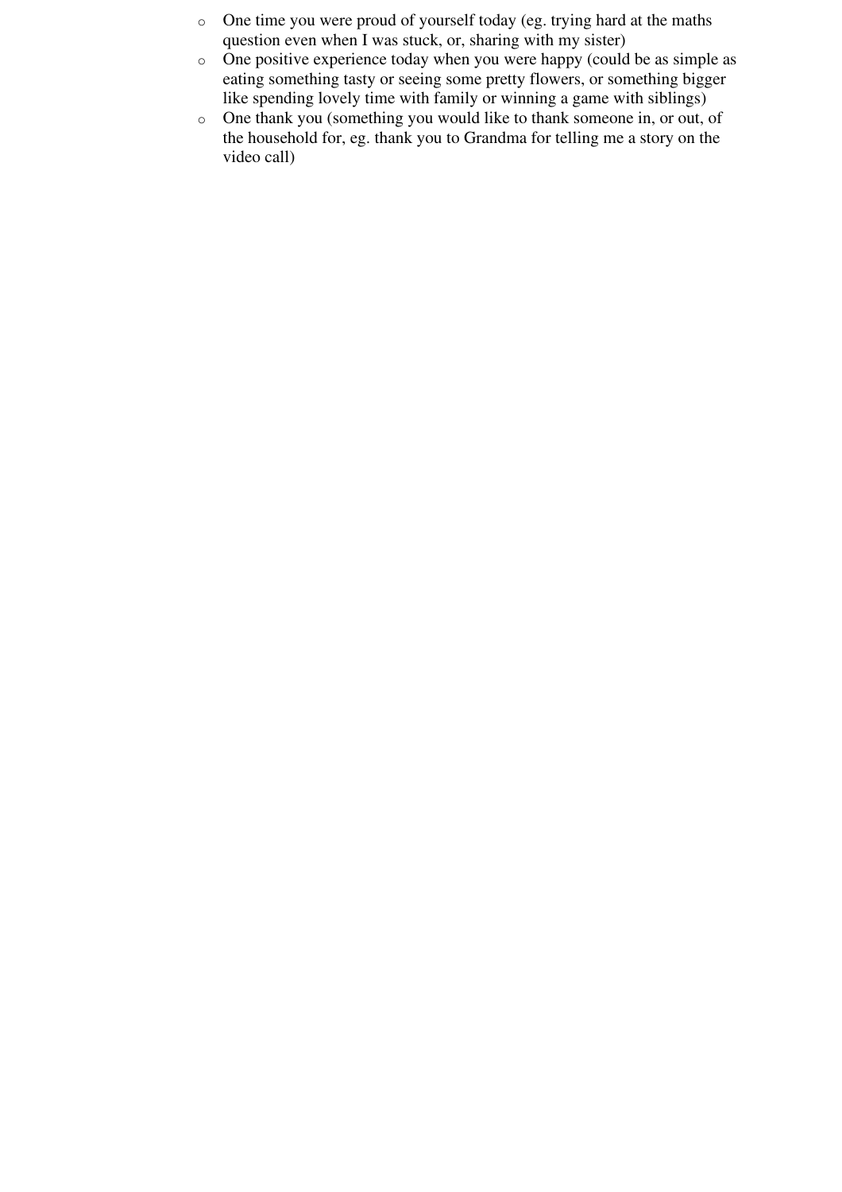- One time you were proud of yourself today (eg. trying hard at the maths question even when I was stuck, or, sharing with my sister)
- One positive experience today when you were happy (could be as simple as eating something tasty or seeing some pretty flowers, or something bigger like spending lovely time with family or winning a game with siblings)
- One thank you (something you would like to thank someone in, or out, of the household for, eg. thank you to Grandma for telling me a story on the video call)